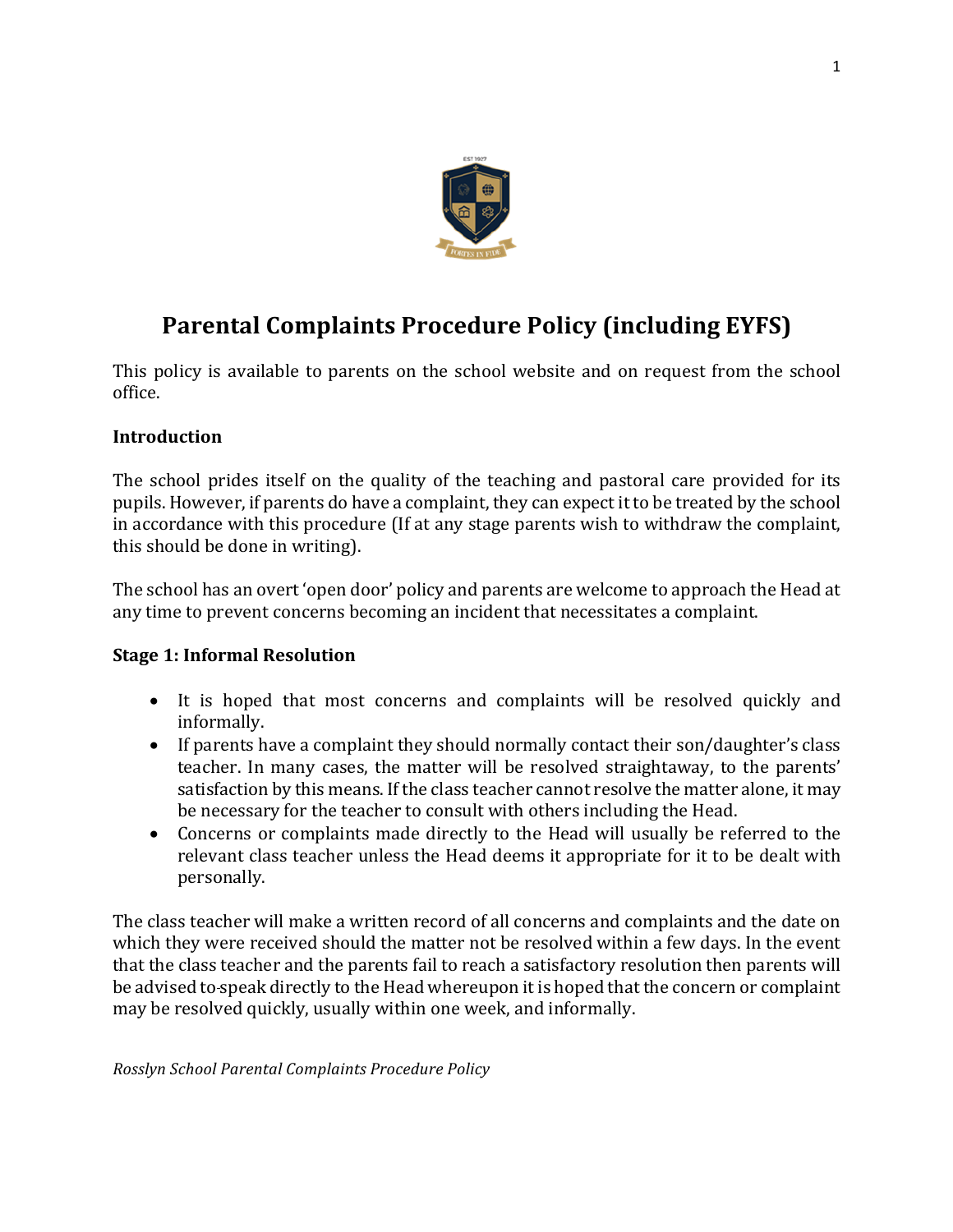# Parental Complaints Procedure Policy (including EYFS)

This policy is available to parents on the school website and on request from the school office.

**Introduction**

The school prides itself on the quality of the teaching and pastoral care provided for its pupils. However, if parents do have a complaint, they can expect it to be treated by the school in accordance with this procedure (If at any stage parents wish to withdraw the complaint, this should be done in writing).

The school has an overt 'open door' policy and parents are welcome to approach the Head at any time to prevent concerns becoming an incident that necessitates a complaint.

**Stage 1: Informal Resolution**

- It is hoped that most concerns and complaints will be resolved quickly and informally.
- If parents have a complaint they should normally contact their son/daughter's class teacher. In many cases, the matter will be resolved straightaway, to the parents' satisfaction by this means. If the class teacher cannot resolve the matter alone, it may be necessary for the teacher to consult with others including the Head.
- Concerns or complaints made directly to the Head will usually be referred to the relevant class teacher unless the Head deems it appropriate for it to be dealt with personally.

The class teacher will make a written record of all concerns and complaints and the date on which they were received should the matter not be resolved within a few days. In the event that the class teacher and the parents fail to reach a satisfactory resolution then parents will be advised to speak directly to the Head whereupon it is hoped that the concern or complaint may be resolved quickly, usually within one week, and informally.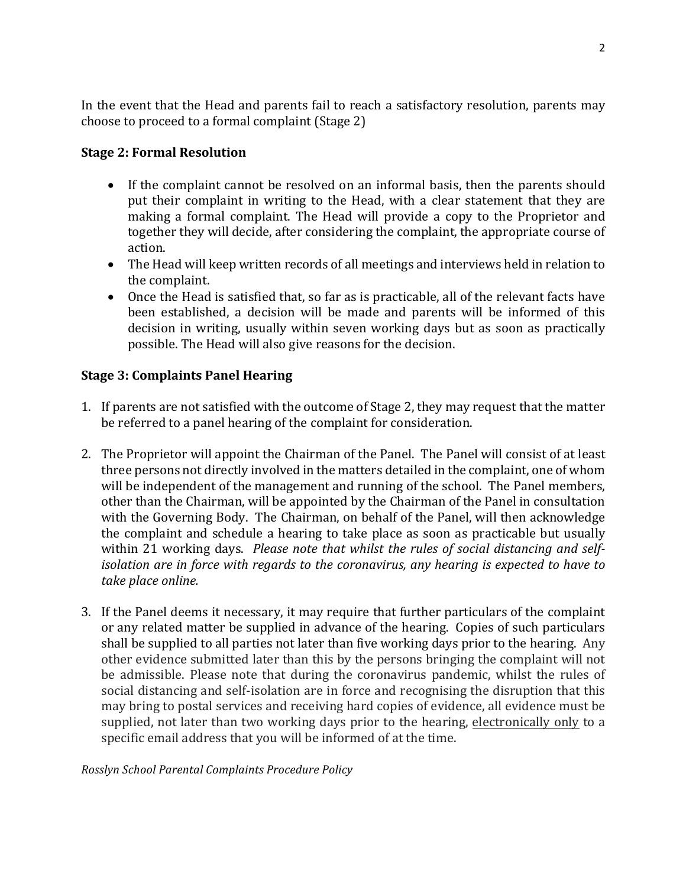In the event that the Head and parents fail to reach a satisfactory resolution, parents may choose to proceed to a formal complaint (Stage 2)

**Stage 2: Formal Resolution**

- If the complaint cannot be resolved on an informal basis, then the parents should put their complaint in writing to the Head, with a clear statement that they are making a formal complaint. The Head will provide a copy to the Proprietor and together they will decide, after considering the complaint, the appropriate course of action.
- The Head will keep written records of all meetings and interviews held in relation to the complaint.
- Once the Head is satisfied that, so far as is practicable, all of the relevant facts have been established, a decision will be made and parents will be informed of this decision in writing, usually within seven working days but as soon as practically possible. The Head will also give reasons for the decision.

**Stage 3: Complaints Panel Hearing**

1. If parents are not satisfied with the outcome of Stage 2, they may request that the matter be referred to a panel hearing of the complaint for consideration.

2. The Proprietor will appoint the Chairman of the Panel. The Panel will consist of at least three persons not directly involved in the matters detailed in the complaint, one of whom will be independent of the management and running of the school. The Panel members, other than the Chairman, will be appointed by the Chairman of the Panel in consultation with the Governing Body. The Chairman, on behalf of the Panel, will then acknowledge the complaint and schedule a hearing to take place as soon as practicable but usually within 21 working days. *Please note that whilst the rules of social distancing and self-isolation are in force with regards to the coronavirus, any hearing is expected to have to take place online.*

3. If the Panel deems it necessary, it may require that further particulars of the complaint or any related matter be supplied in advance of the hearing. Copies of such particulars shall be supplied to all parties not later than five working days prior to the hearing. Any other evidence submitted later than this by the persons bringing the complaint will not be admissible. Please note that during the coronavirus pandemic, whilst the rules of social distancing and self-isolation are in force and recognising the disruption that this may bring to postal services and receiving hard copies of evidence, all evidence must be supplied, not later than two working days prior to the hearing, <u>electronically only</u> to a specific email address that you will be informed of at the time.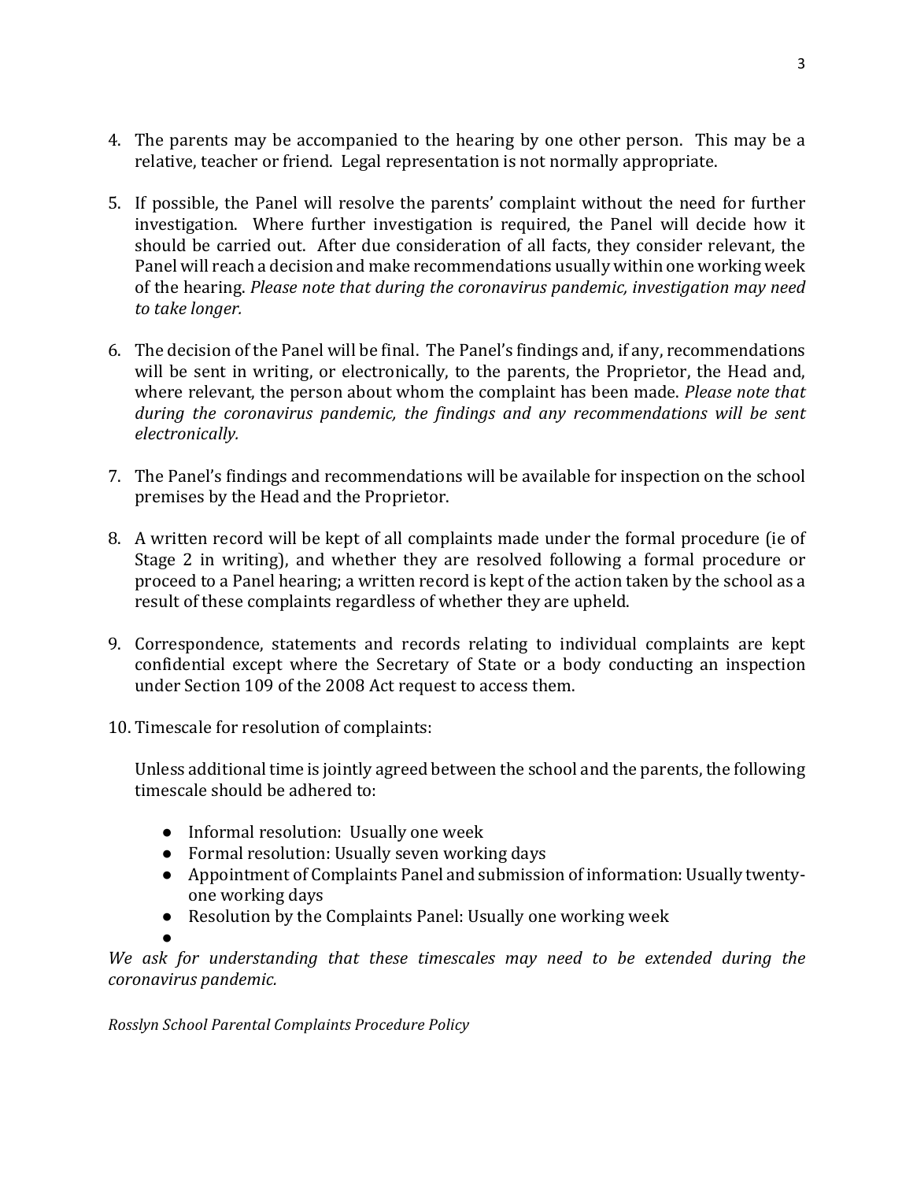4. The parents may be accompanied to the hearing by one other person. This may be a relative, teacher or friend. Legal representation is not normally appropriate.

5. If possible, the Panel will resolve the parents' complaint without the need for further investigation. Where further investigation is required, the Panel will decide how it should be carried out. After due consideration of all facts, they consider relevant, the Panel will reach a decision and make recommendations usually within one working week of the hearing. *Please note that during the coronavirus pandemic, investigation may need to take longer.*

6. The decision of the Panel will be final. The Panel's findings and, if any, recommendations will be sent in writing, or electronically, to the parents, the Proprietor, the Head and, where relevant, the person about whom the complaint has been made. *Please note that during the coronavirus pandemic, the findings and any recommendations will be sent electronically.*

7. The Panel's findings and recommendations will be available for inspection on the school premises by the Head and the Proprietor.

8. A written record will be kept of all complaints made under the formal procedure (ie of Stage 2 in writing), and whether they are resolved following a formal procedure or proceed to a Panel hearing; a written record is kept of the action taken by the school as a result of these complaints regardless of whether they are upheld.

9. Correspondence, statements and records relating to individual complaints are kept confidential except where the Secretary of State or a body conducting an inspection under Section 109 of the 2008 Act request to access them.

10. Timescale for resolution of complaints:

    Unless additional time is jointly agreed between the school and the parents, the following timescale should be adhered to:

    - Informal resolution: Usually one week
    - Formal resolution: Usually seven working days
    - Appointment of Complaints Panel and submission of information: Usually twenty-one working days
    - Resolution by the Complaints Panel: Usually one working week

*We ask for understanding that these timescales may need to be extended during the coronavirus pandemic.*

*Rosslyn School Parental Complaints Procedure Policy*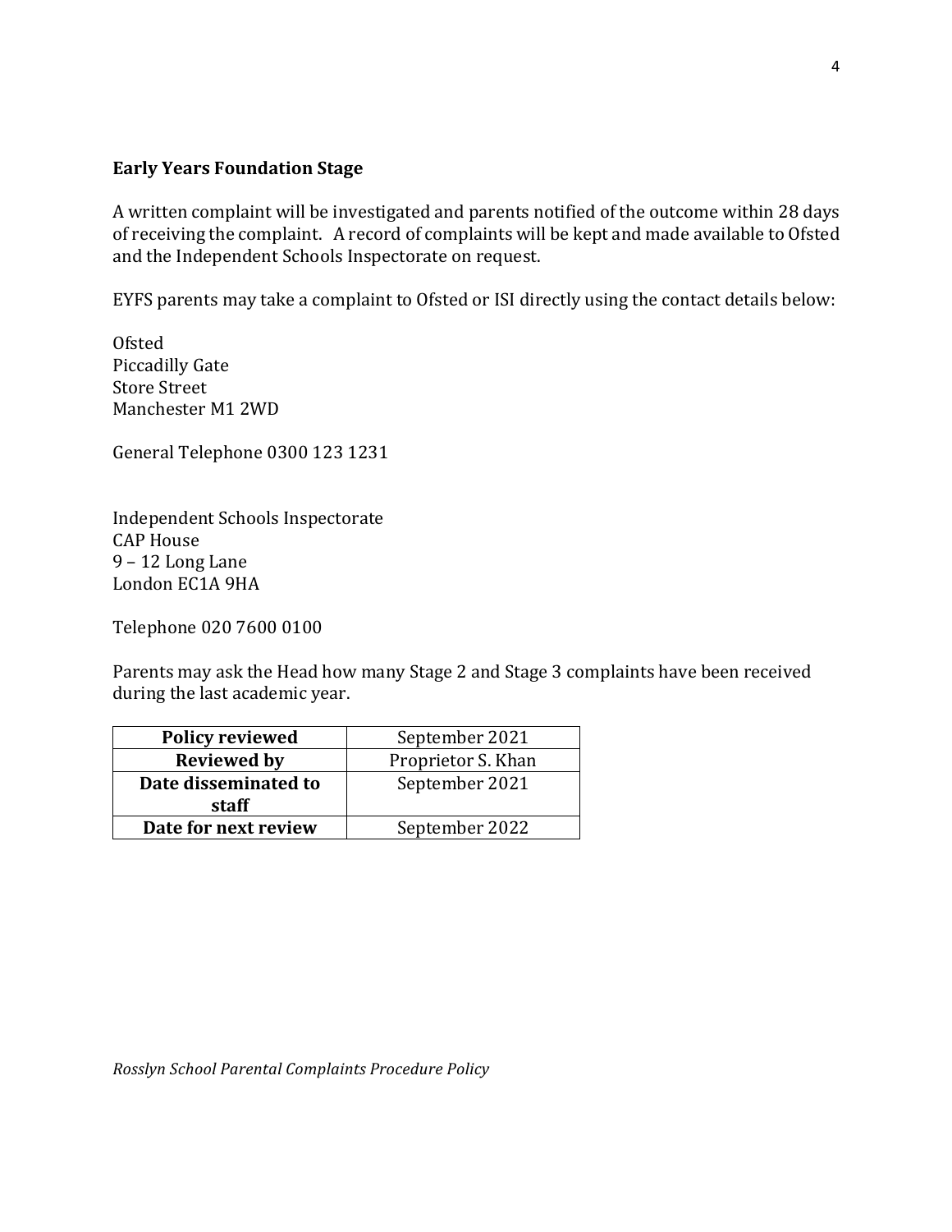**Early Years Foundation Stage**

A written complaint will be investigated and parents notified of the outcome within 28 days of receiving the complaint. A record of complaints will be kept and made available to Ofsted and the Independent Schools Inspectorate on request.

EYFS parents may take a complaint to Ofsted or ISI directly using the contact details below:

Ofsted  
Piccadilly Gate  
Store Street  
Manchester M1 2WD

General Telephone 0300 123 1231

Independent Schools Inspectorate  
CAP House  
9 – 12 Long Lane  
London EC1A 9HA

Telephone 020 7600 0100

Parents may ask the Head how many Stage 2 and Stage 3 complaints have been received during the last academic year.

| | |
|---|---|
| **Policy reviewed** | September 2021 |
| **Reviewed by** | Proprietor S. Khan |
| **Date disseminated to staff** | September 2021 |
| **Date for next review** | September 2022 |